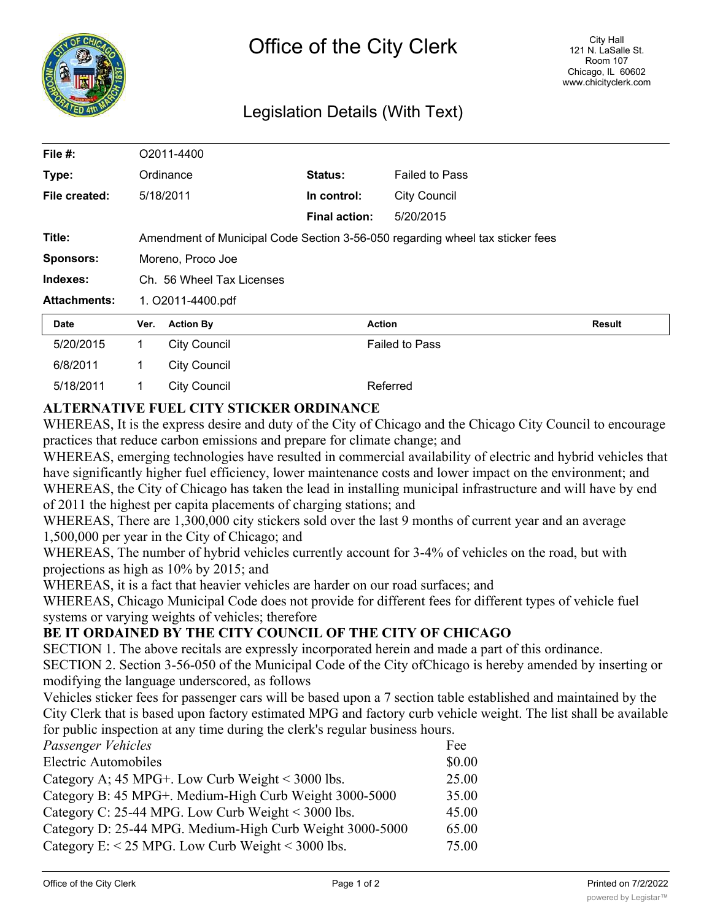# Office of the City Clerk

City Hall
121 N. LaSalle St.
Room 107
Chicago, IL 60602
www.chicityclerk.com

## Legislation Details (With Text)

| | | | |
|---|---|---|---|
| **File #:** | O2011-4400 | | |
| **Type:** | Ordinance | **Status:** | Failed to Pass |
| **File created:** | 5/18/2011 | **In control:** | City Council |
| | | **Final action:** | 5/20/2015 |
| **Title:** | Amendment of Municipal Code Section 3-56-050 regarding wheel tax sticker fees | | |
| **Sponsors:** | Moreno, Proco Joe | | |
| **Indexes:** | Ch. 56 Wheel Tax Licenses | | |
| **Attachments:** | 1. O2011-4400.pdf | | |

| Date | Ver. | Action By | Action | Result |
|---|---|---|---|---|
| 5/20/2015 | 1 | City Council | Failed to Pass | |
| 6/8/2011 | 1 | City Council | | |
| 5/18/2011 | 1 | City Council | Referred | |

**ALTERNATIVE FUEL CITY STICKER ORDINANCE**

WHEREAS, It is the express desire and duty of the City of Chicago and the Chicago City Council to encourage practices that reduce carbon emissions and prepare for climate change; and

WHEREAS, emerging technologies have resulted in commercial availability of electric and hybrid vehicles that have significantly higher fuel efficiency, lower maintenance costs and lower impact on the environment; and

WHEREAS, the City of Chicago has taken the lead in installing municipal infrastructure and will have by end of 2011 the highest per capita placements of charging stations; and

WHEREAS, There are 1,300,000 city stickers sold over the last 9 months of current year and an average 1,500,000 per year in the City of Chicago; and

WHEREAS, The number of hybrid vehicles currently account for 3-4% of vehicles on the road, but with projections as high as 10% by 2015; and

WHEREAS, it is a fact that heavier vehicles are harder on our road surfaces; and

WHEREAS, Chicago Municipal Code does not provide for different fees for different types of vehicle fuel systems or varying weights of vehicles; therefore

**BE IT ORDAINED BY THE CITY COUNCIL OF THE CITY OF CHICAGO**

SECTION 1. The above recitals are expressly incorporated herein and made a part of this ordinance.

SECTION 2. Section 3-56-050 of the Municipal Code of the City ofChicago is hereby amended by inserting or modifying the language underscored, as follows

Vehicles sticker fees for passenger cars will be based upon a 7 section table established and maintained by the City Clerk that is based upon factory estimated MPG and factory curb vehicle weight. The list shall be available for public inspection at any time during the clerk's regular business hours.

| *Passenger Vehicles* | Fee |
|---|---|
| Electric Automobiles | $0.00 |
| Category A; 45 MPG+. Low Curb Weight < 3000 lbs. | 25.00 |
| Category B: 45 MPG+. Medium-High Curb Weight 3000-5000 | 35.00 |
| Category C: 25-44 MPG. Low Curb Weight < 3000 lbs. | 45.00 |
| Category D: 25-44 MPG. Medium-High Curb Weight 3000-5000 | 65.00 |
| Category E: < 25 MPG. Low Curb Weight < 3000 lbs. | 75.00 |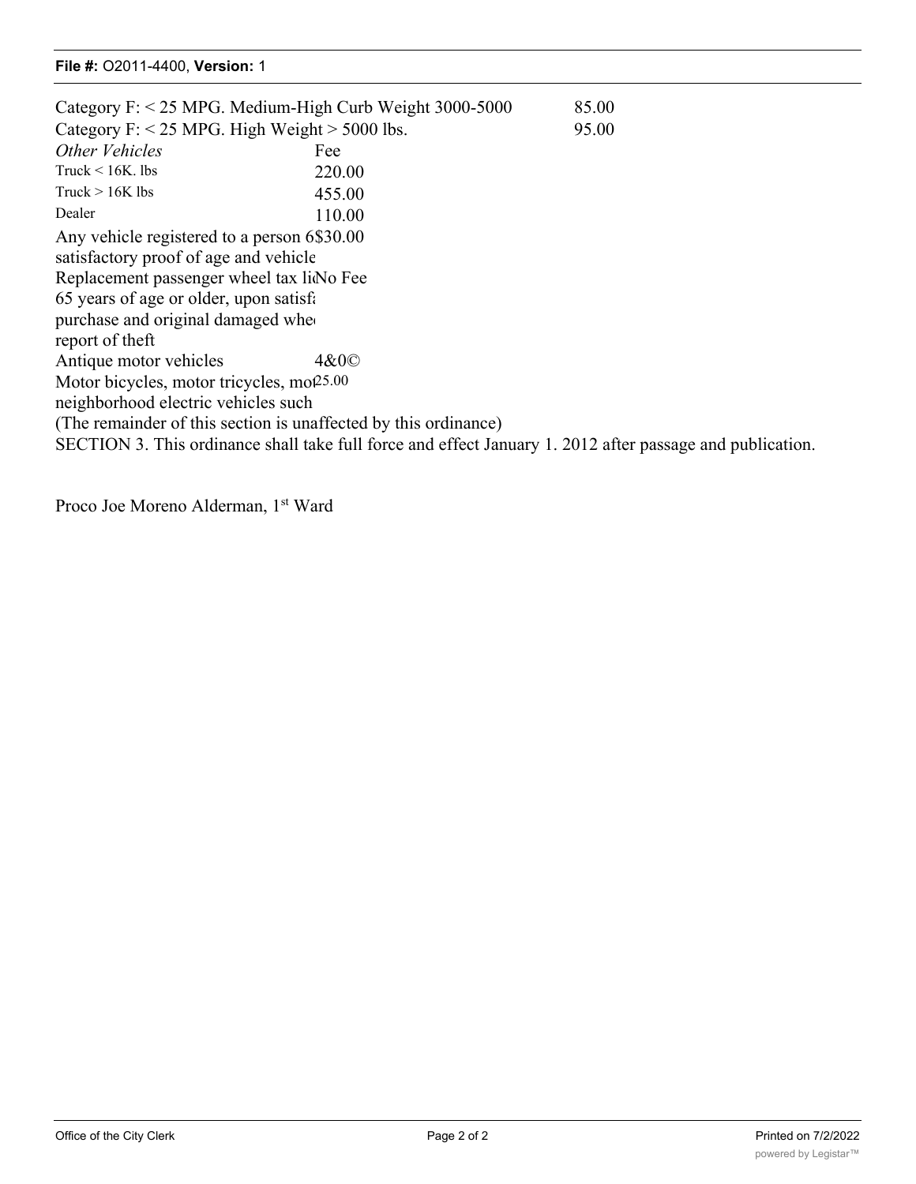| | | |
|---|---|---|
| Category F: < 25 MPG. Medium-High Curb Weight 3000-5000 | | 85.00 |
| Category F: < 25 MPG. High Weight > 5000 lbs. | | 95.00 |
| *Other Vehicles* | Fee | |
| Truck < 16K. lbs | 220.00 | |
| Truck > 16K lbs | 455.00 | |
| Dealer | 110.00 | |
| Any vehicle registered to a person 6 satisfactory proof of age and vehicle | $30.00 | |
| Replacement passenger wheel tax li 65 years of age or older, upon satisfa purchase and original damaged whe report of theft | No Fee | |
| Antique motor vehicles | 4&0© | |
| Motor bicycles, motor tricycles, mo neighborhood electric vehicles such | 25.00 | |

(The remainder of this section is unaffected by this ordinance)

SECTION 3. This ordinance shall take full force and effect January 1. 2012 after passage and publication.

Proco Joe Moreno Alderman, 1st Ward